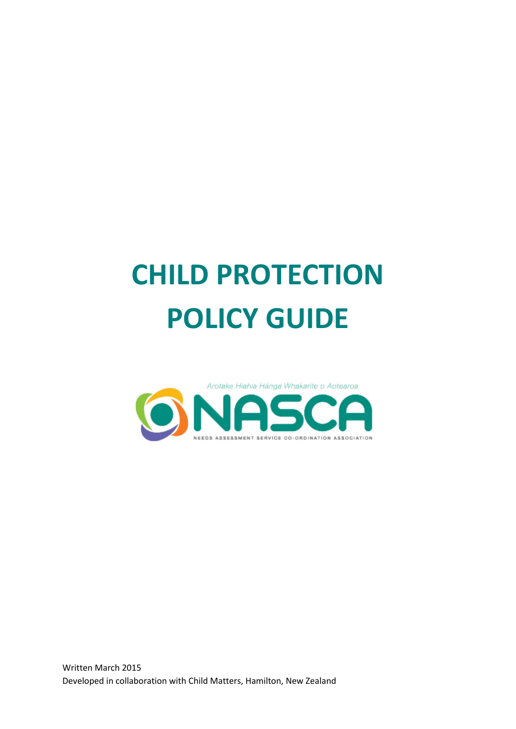# CHILD PROTECTION POLICY GUIDE

Arotake Hiahia Hānga Whakarite o Aotearoa

NASCA

NEEDS ASSESSMENT SERVICE CO-ORDINATION ASSOCIATION

Written March 2015

Developed in collaboration with Child Matters, Hamilton, New Zealand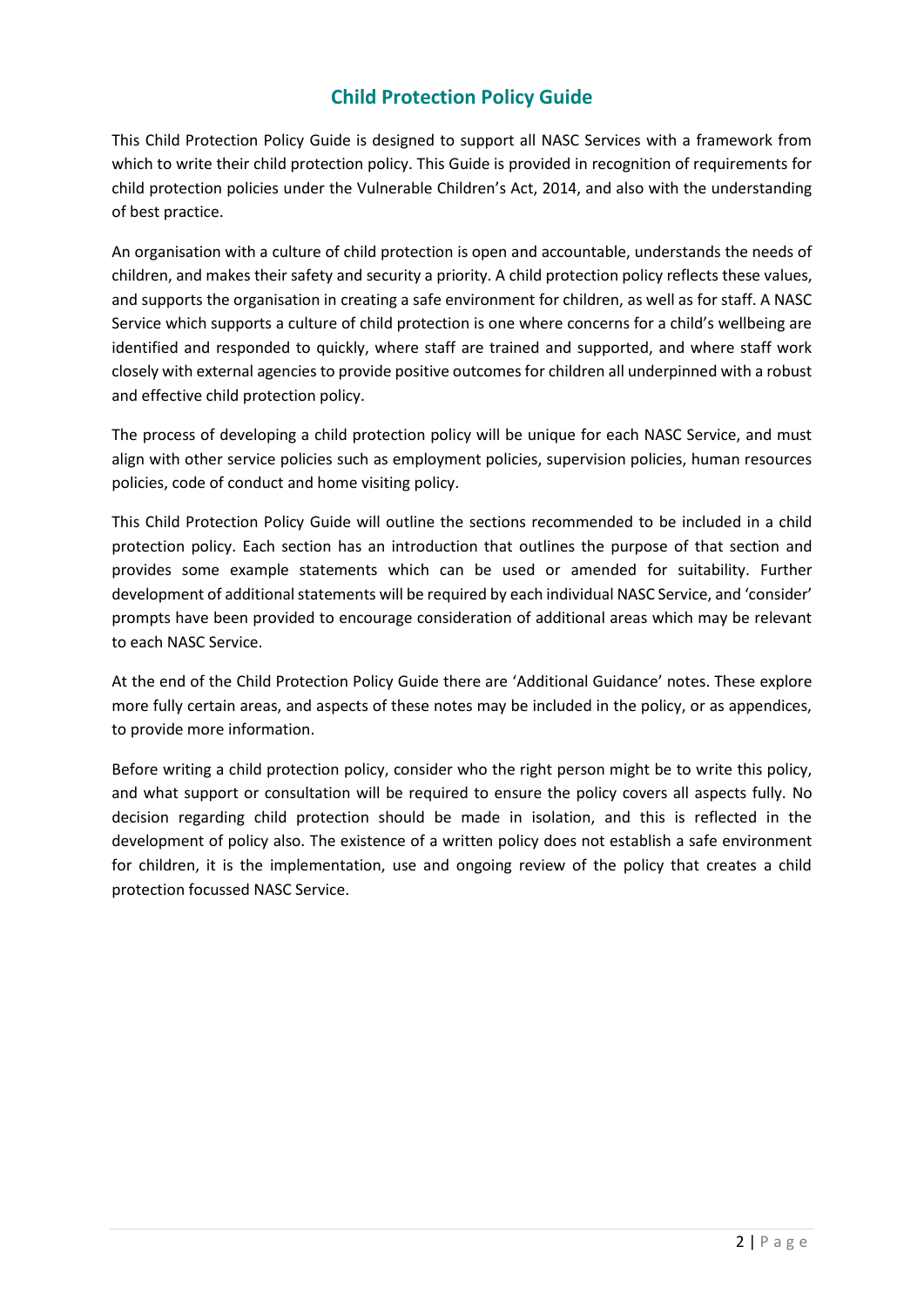# Child Protection Policy Guide

This Child Protection Policy Guide is designed to support all NASC Services with a framework from which to write their child protection policy. This Guide is provided in recognition of requirements for child protection policies under the Vulnerable Children's Act, 2014, and also with the understanding of best practice.

An organisation with a culture of child protection is open and accountable, understands the needs of children, and makes their safety and security a priority. A child protection policy reflects these values, and supports the organisation in creating a safe environment for children, as well as for staff. A NASC Service which supports a culture of child protection is one where concerns for a child's wellbeing are identified and responded to quickly, where staff are trained and supported, and where staff work closely with external agencies to provide positive outcomes for children all underpinned with a robust and effective child protection policy.

The process of developing a child protection policy will be unique for each NASC Service, and must align with other service policies such as employment policies, supervision policies, human resources policies, code of conduct and home visiting policy.

This Child Protection Policy Guide will outline the sections recommended to be included in a child protection policy. Each section has an introduction that outlines the purpose of that section and provides some example statements which can be used or amended for suitability. Further development of additional statements will be required by each individual NASC Service, and 'consider' prompts have been provided to encourage consideration of additional areas which may be relevant to each NASC Service.

At the end of the Child Protection Policy Guide there are 'Additional Guidance' notes. These explore more fully certain areas, and aspects of these notes may be included in the policy, or as appendices, to provide more information.

Before writing a child protection policy, consider who the right person might be to write this policy, and what support or consultation will be required to ensure the policy covers all aspects fully. No decision regarding child protection should be made in isolation, and this is reflected in the development of policy also. The existence of a written policy does not establish a safe environment for children, it is the implementation, use and ongoing review of the policy that creates a child protection focussed NASC Service.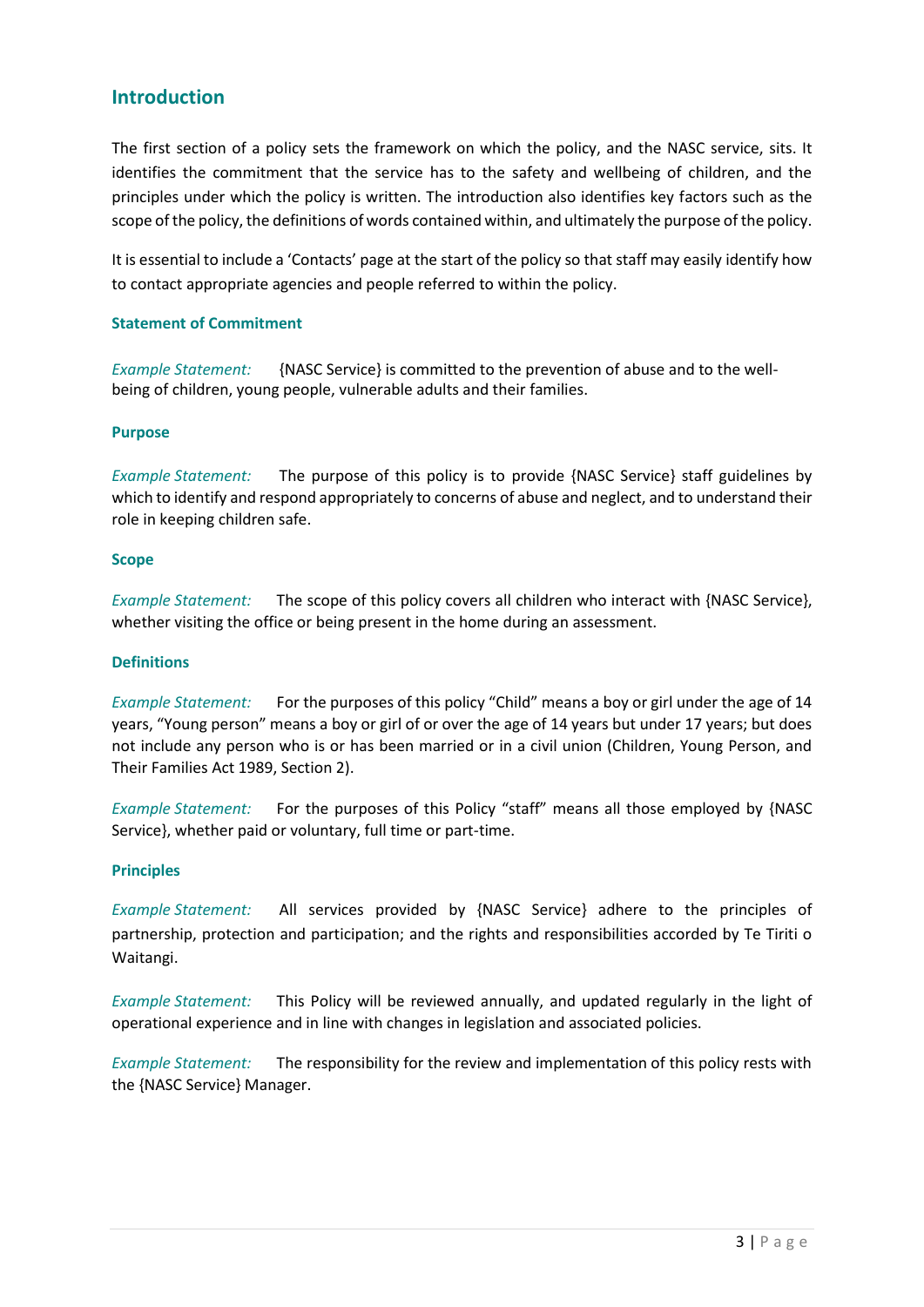## Introduction

The first section of a policy sets the framework on which the policy, and the NASC service, sits. It identifies the commitment that the service has to the safety and wellbeing of children, and the principles under which the policy is written. The introduction also identifies key factors such as the scope of the policy, the definitions of words contained within, and ultimately the purpose of the policy.

It is essential to include a 'Contacts' page at the start of the policy so that staff may easily identify how to contact appropriate agencies and people referred to within the policy.

### Statement of Commitment

*Example Statement:* {NASC Service} is committed to the prevention of abuse and to the well-being of children, young people, vulnerable adults and their families.

### Purpose

*Example Statement:* The purpose of this policy is to provide {NASC Service} staff guidelines by which to identify and respond appropriately to concerns of abuse and neglect, and to understand their role in keeping children safe.

### Scope

*Example Statement:* The scope of this policy covers all children who interact with {NASC Service}, whether visiting the office or being present in the home during an assessment.

### Definitions

*Example Statement:* For the purposes of this policy "Child" means a boy or girl under the age of 14 years, "Young person" means a boy or girl of or over the age of 14 years but under 17 years; but does not include any person who is or has been married or in a civil union (Children, Young Person, and Their Families Act 1989, Section 2).

*Example Statement:* For the purposes of this Policy "staff" means all those employed by {NASC Service}, whether paid or voluntary, full time or part-time.

### Principles

*Example Statement:* All services provided by {NASC Service} adhere to the principles of partnership, protection and participation; and the rights and responsibilities accorded by Te Tiriti o Waitangi.

*Example Statement:* This Policy will be reviewed annually, and updated regularly in the light of operational experience and in line with changes in legislation and associated policies.

*Example Statement:* The responsibility for the review and implementation of this policy rests with the {NASC Service} Manager.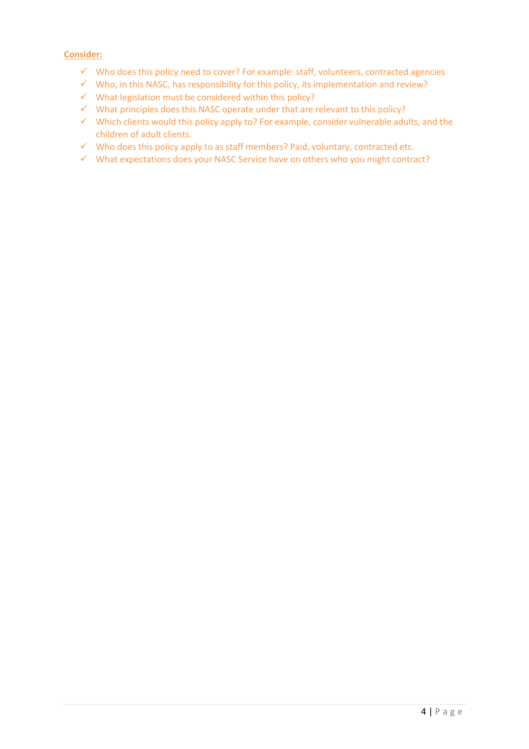**Consider:**

- ✓ Who does this policy need to cover? For example: staff, volunteers, contracted agencies
- ✓ Who, in this NASC, has responsibility for this policy, its implementation and review?
- ✓ What legislation must be considered within this policy?
- ✓ What principles does this NASC operate under that are relevant to this policy?
- ✓ Which clients would this policy apply to? For example, consider vulnerable adults, and the children of adult clients.
- ✓ Who does this policy apply to as staff members? Paid, voluntary, contracted etc.
- ✓ What expectations does your NASC Service have on others who you might contract?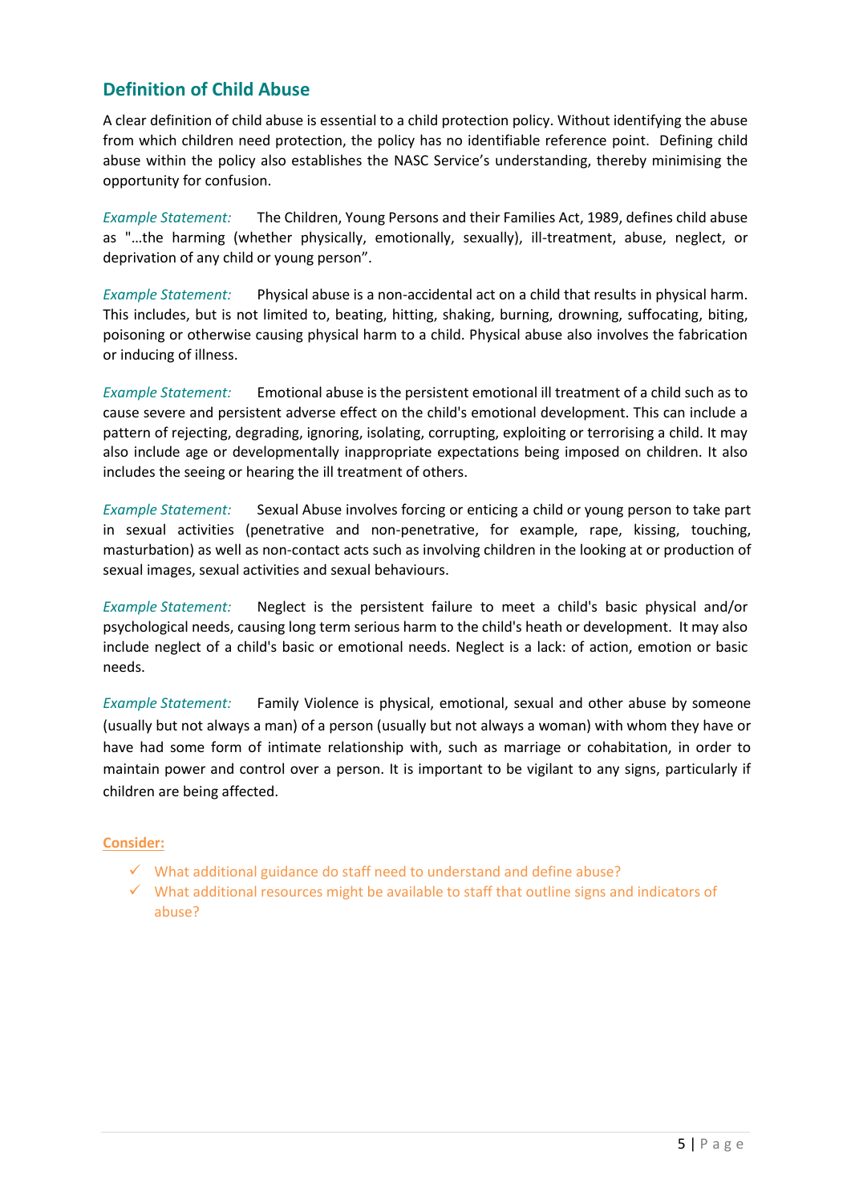## Definition of Child Abuse

A clear definition of child abuse is essential to a child protection policy. Without identifying the abuse from which children need protection, the policy has no identifiable reference point. Defining child abuse within the policy also establishes the NASC Service's understanding, thereby minimising the opportunity for confusion.

*Example Statement:* The Children, Young Persons and their Families Act, 1989, defines child abuse as "…the harming (whether physically, emotionally, sexually), ill-treatment, abuse, neglect, or deprivation of any child or young person".

*Example Statement:* Physical abuse is a non-accidental act on a child that results in physical harm. This includes, but is not limited to, beating, hitting, shaking, burning, drowning, suffocating, biting, poisoning or otherwise causing physical harm to a child. Physical abuse also involves the fabrication or inducing of illness.

*Example Statement:* Emotional abuse is the persistent emotional ill treatment of a child such as to cause severe and persistent adverse effect on the child's emotional development. This can include a pattern of rejecting, degrading, ignoring, isolating, corrupting, exploiting or terrorising a child. It may also include age or developmentally inappropriate expectations being imposed on children. It also includes the seeing or hearing the ill treatment of others.

*Example Statement:* Sexual Abuse involves forcing or enticing a child or young person to take part in sexual activities (penetrative and non-penetrative, for example, rape, kissing, touching, masturbation) as well as non-contact acts such as involving children in the looking at or production of sexual images, sexual activities and sexual behaviours.

*Example Statement:* Neglect is the persistent failure to meet a child's basic physical and/or psychological needs, causing long term serious harm to the child's heath or development. It may also include neglect of a child's basic or emotional needs. Neglect is a lack: of action, emotion or basic needs.

*Example Statement:* Family Violence is physical, emotional, sexual and other abuse by someone (usually but not always a man) of a person (usually but not always a woman) with whom they have or have had some form of intimate relationship with, such as marriage or cohabitation, in order to maintain power and control over a person. It is important to be vigilant to any signs, particularly if children are being affected.

**Consider:**

- ✓ What additional guidance do staff need to understand and define abuse?
- ✓ What additional resources might be available to staff that outline signs and indicators of abuse?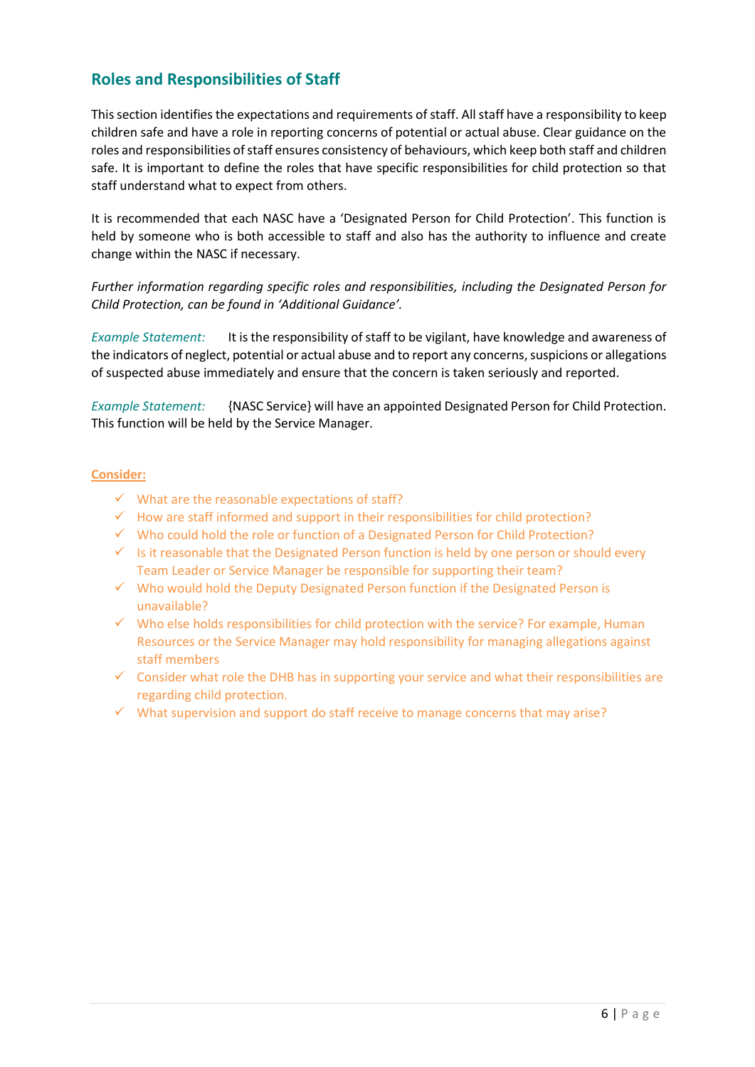## Roles and Responsibilities of Staff

This section identifies the expectations and requirements of staff. All staff have a responsibility to keep children safe and have a role in reporting concerns of potential or actual abuse. Clear guidance on the roles and responsibilities of staff ensures consistency of behaviours, which keep both staff and children safe. It is important to define the roles that have specific responsibilities for child protection so that staff understand what to expect from others.

It is recommended that each NASC have a 'Designated Person for Child Protection'. This function is held by someone who is both accessible to staff and also has the authority to influence and create change within the NASC if necessary.

*Further information regarding specific roles and responsibilities, including the Designated Person for Child Protection, can be found in 'Additional Guidance'.*

*Example Statement:* It is the responsibility of staff to be vigilant, have knowledge and awareness of the indicators of neglect, potential or actual abuse and to report any concerns, suspicions or allegations of suspected abuse immediately and ensure that the concern is taken seriously and reported.

*Example Statement:* {NASC Service} will have an appointed Designated Person for Child Protection. This function will be held by the Service Manager.

**Consider:**

- ✓ What are the reasonable expectations of staff?
- ✓ How are staff informed and support in their responsibilities for child protection?
- ✓ Who could hold the role or function of a Designated Person for Child Protection?
- ✓ Is it reasonable that the Designated Person function is held by one person or should every Team Leader or Service Manager be responsible for supporting their team?
- ✓ Who would hold the Deputy Designated Person function if the Designated Person is unavailable?
- ✓ Who else holds responsibilities for child protection with the service? For example, Human Resources or the Service Manager may hold responsibility for managing allegations against staff members
- ✓ Consider what role the DHB has in supporting your service and what their responsibilities are regarding child protection.
- ✓ What supervision and support do staff receive to manage concerns that may arise?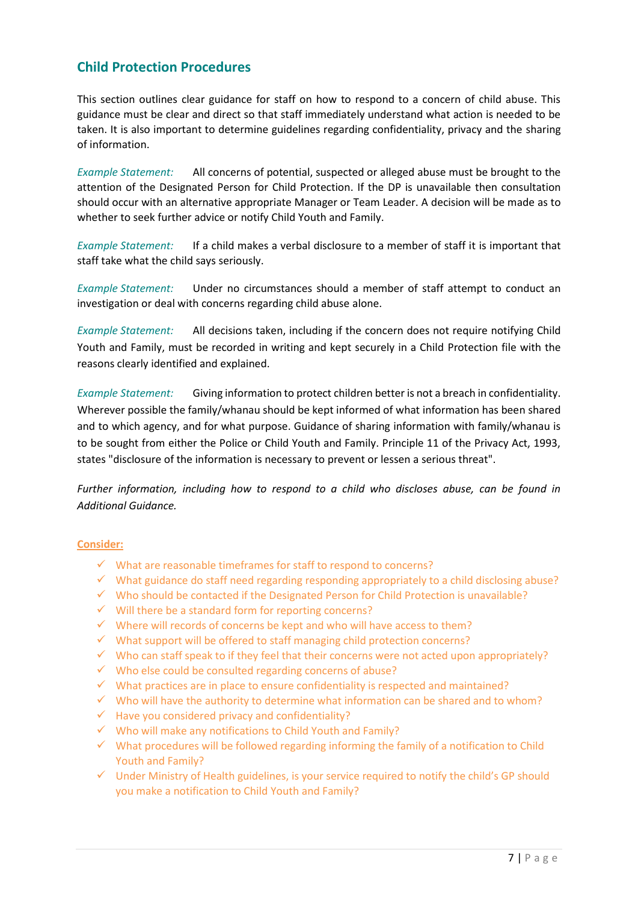## Child Protection Procedures

This section outlines clear guidance for staff on how to respond to a concern of child abuse. This guidance must be clear and direct so that staff immediately understand what action is needed to be taken. It is also important to determine guidelines regarding confidentiality, privacy and the sharing of information.

*Example Statement:* All concerns of potential, suspected or alleged abuse must be brought to the attention of the Designated Person for Child Protection. If the DP is unavailable then consultation should occur with an alternative appropriate Manager or Team Leader. A decision will be made as to whether to seek further advice or notify Child Youth and Family.

*Example Statement:* If a child makes a verbal disclosure to a member of staff it is important that staff take what the child says seriously.

*Example Statement:* Under no circumstances should a member of staff attempt to conduct an investigation or deal with concerns regarding child abuse alone.

*Example Statement:* All decisions taken, including if the concern does not require notifying Child Youth and Family, must be recorded in writing and kept securely in a Child Protection file with the reasons clearly identified and explained.

*Example Statement:* Giving information to protect children better is not a breach in confidentiality. Wherever possible the family/whanau should be kept informed of what information has been shared and to which agency, and for what purpose. Guidance of sharing information with family/whanau is to be sought from either the Police or Child Youth and Family. Principle 11 of the Privacy Act, 1993, states "disclosure of the information is necessary to prevent or lessen a serious threat".

*Further information, including how to respond to a child who discloses abuse, can be found in Additional Guidance.*

**Consider:**

- ✓ What are reasonable timeframes for staff to respond to concerns?
- ✓ What guidance do staff need regarding responding appropriately to a child disclosing abuse?
- ✓ Who should be contacted if the Designated Person for Child Protection is unavailable?
- ✓ Will there be a standard form for reporting concerns?
- ✓ Where will records of concerns be kept and who will have access to them?
- ✓ What support will be offered to staff managing child protection concerns?
- ✓ Who can staff speak to if they feel that their concerns were not acted upon appropriately?
- ✓ Who else could be consulted regarding concerns of abuse?
- ✓ What practices are in place to ensure confidentiality is respected and maintained?
- ✓ Who will have the authority to determine what information can be shared and to whom?
- ✓ Have you considered privacy and confidentiality?
- ✓ Who will make any notifications to Child Youth and Family?
- ✓ What procedures will be followed regarding informing the family of a notification to Child Youth and Family?
- ✓ Under Ministry of Health guidelines, is your service required to notify the child's GP should you make a notification to Child Youth and Family?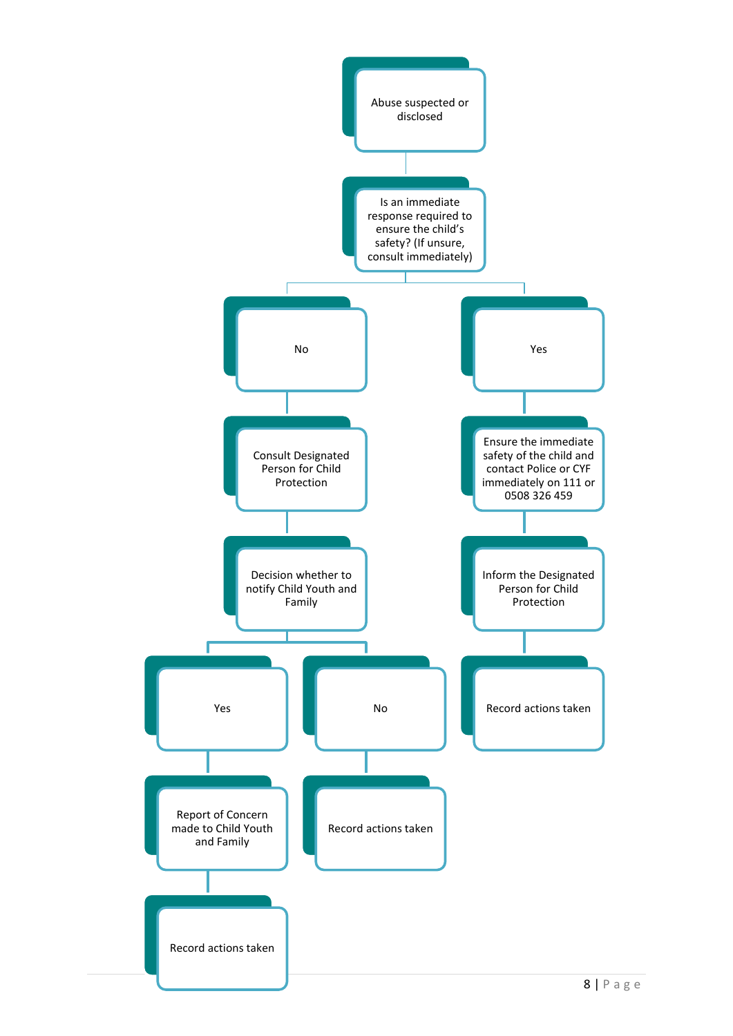- **Abuse suspected or disclosed**
  - **Is an immediate response required to ensure the child's safety? (If unsure, consult immediately)**
    - **No**
      - Consult Designated Person for Child Protection
        - Decision whether to notify Child Youth and Family
          - **Yes**
            - Report of Concern made to Child Youth and Family
              - Record actions taken
          - **No**
            - Record actions taken
    - **Yes**
      - Ensure the immediate safety of the child and contact Police or CYF immediately on 111 or 0508 326 459
        - Inform the Designated Person for Child Protection
          - Record actions taken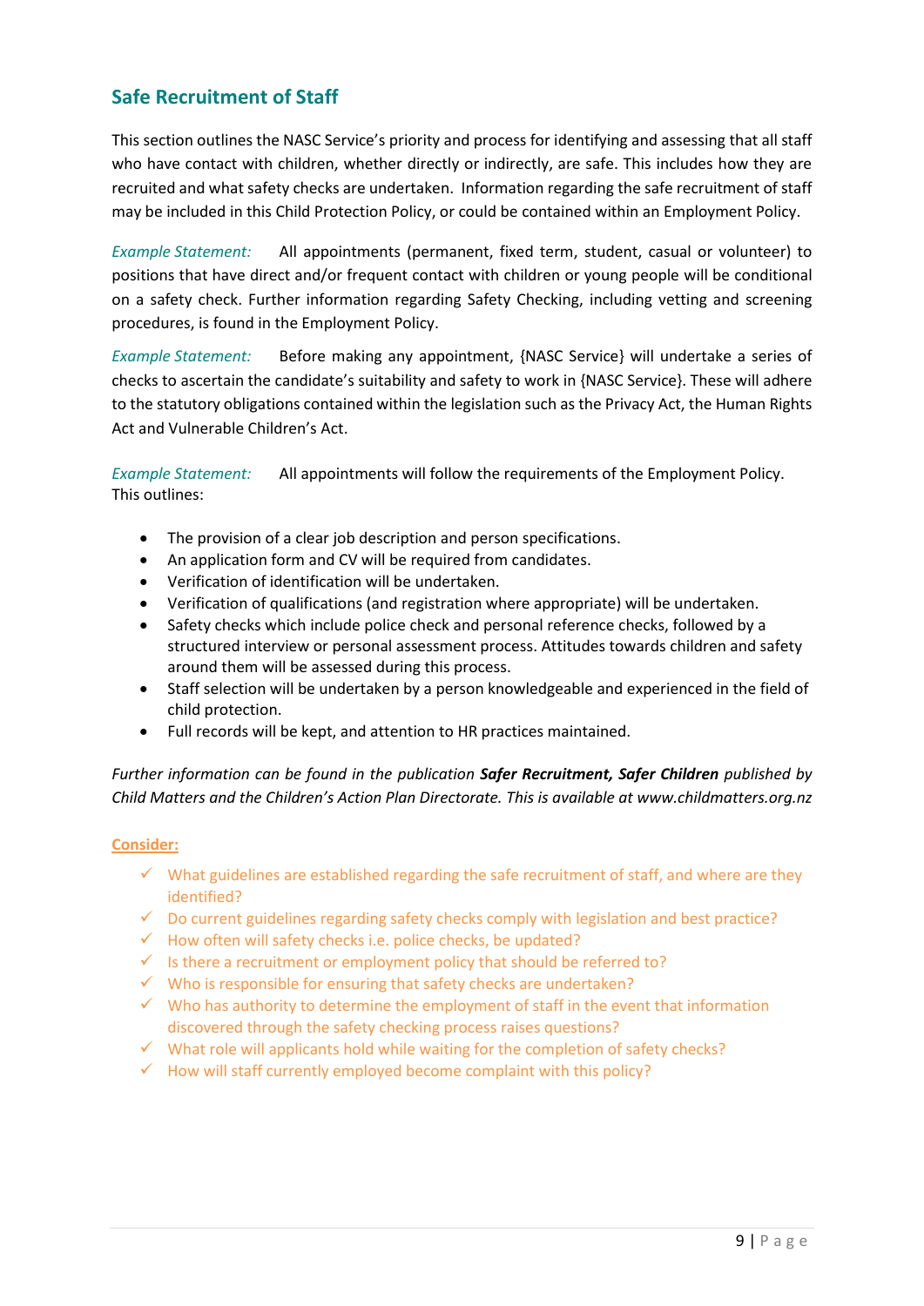## Safe Recruitment of Staff

This section outlines the NASC Service's priority and process for identifying and assessing that all staff who have contact with children, whether directly or indirectly, are safe. This includes how they are recruited and what safety checks are undertaken. Information regarding the safe recruitment of staff may be included in this Child Protection Policy, or could be contained within an Employment Policy.

*Example Statement:* All appointments (permanent, fixed term, student, casual or volunteer) to positions that have direct and/or frequent contact with children or young people will be conditional on a safety check. Further information regarding Safety Checking, including vetting and screening procedures, is found in the Employment Policy.

*Example Statement:* Before making any appointment, {NASC Service} will undertake a series of checks to ascertain the candidate's suitability and safety to work in {NASC Service}. These will adhere to the statutory obligations contained within the legislation such as the Privacy Act, the Human Rights Act and Vulnerable Children's Act.

*Example Statement:* All appointments will follow the requirements of the Employment Policy. This outlines:

- The provision of a clear job description and person specifications.
- An application form and CV will be required from candidates.
- Verification of identification will be undertaken.
- Verification of qualifications (and registration where appropriate) will be undertaken.
- Safety checks which include police check and personal reference checks, followed by a structured interview or personal assessment process. Attitudes towards children and safety around them will be assessed during this process.
- Staff selection will be undertaken by a person knowledgeable and experienced in the field of child protection.
- Full records will be kept, and attention to HR practices maintained.

*Further information can be found in the publication **Safer Recruitment, Safer Children** published by Child Matters and the Children's Action Plan Directorate. This is available at www.childmatters.org.nz*

**Consider:**

- ✓ What guidelines are established regarding the safe recruitment of staff, and where are they identified?
- ✓ Do current guidelines regarding safety checks comply with legislation and best practice?
- ✓ How often will safety checks i.e. police checks, be updated?
- ✓ Is there a recruitment or employment policy that should be referred to?
- ✓ Who is responsible for ensuring that safety checks are undertaken?
- ✓ Who has authority to determine the employment of staff in the event that information discovered through the safety checking process raises questions?
- ✓ What role will applicants hold while waiting for the completion of safety checks?
- ✓ How will staff currently employed become complaint with this policy?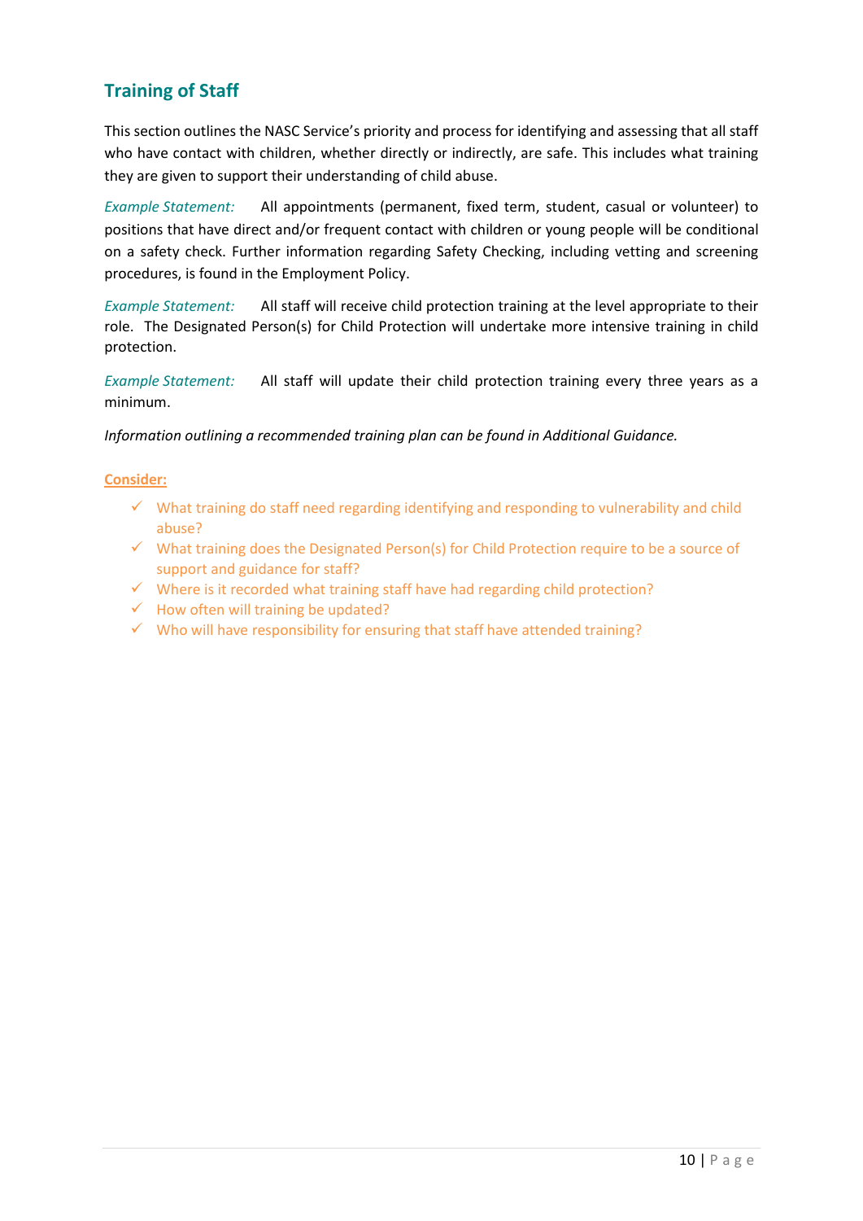## Training of Staff

This section outlines the NASC Service's priority and process for identifying and assessing that all staff who have contact with children, whether directly or indirectly, are safe. This includes what training they are given to support their understanding of child abuse.

*Example Statement:* All appointments (permanent, fixed term, student, casual or volunteer) to positions that have direct and/or frequent contact with children or young people will be conditional on a safety check. Further information regarding Safety Checking, including vetting and screening procedures, is found in the Employment Policy.

*Example Statement:* All staff will receive child protection training at the level appropriate to their role. The Designated Person(s) for Child Protection will undertake more intensive training in child protection.

*Example Statement:* All staff will update their child protection training every three years as a minimum.

*Information outlining a recommended training plan can be found in Additional Guidance.*

**Consider:**

- ✓ What training do staff need regarding identifying and responding to vulnerability and child abuse?
- ✓ What training does the Designated Person(s) for Child Protection require to be a source of support and guidance for staff?
- ✓ Where is it recorded what training staff have had regarding child protection?
- ✓ How often will training be updated?
- ✓ Who will have responsibility for ensuring that staff have attended training?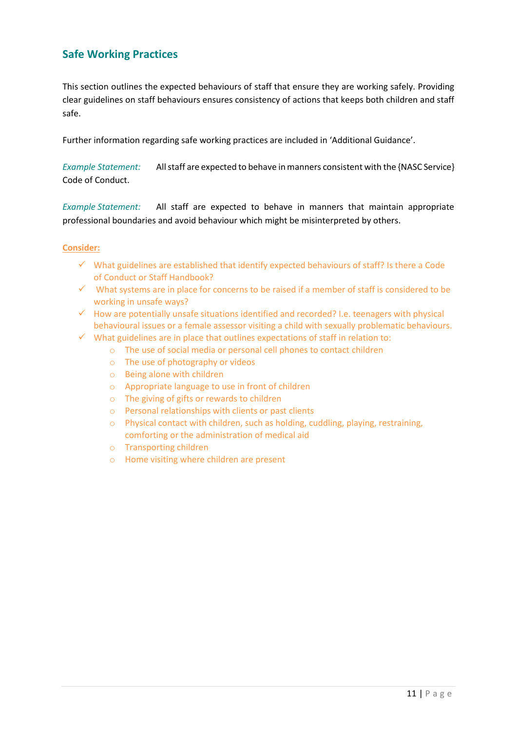## Safe Working Practices

This section outlines the expected behaviours of staff that ensure they are working safely. Providing clear guidelines on staff behaviours ensures consistency of actions that keeps both children and staff safe.

Further information regarding safe working practices are included in 'Additional Guidance'.

*Example Statement:* All staff are expected to behave in manners consistent with the {NASC Service} Code of Conduct.

*Example Statement:* All staff are expected to behave in manners that maintain appropriate professional boundaries and avoid behaviour which might be misinterpreted by others.

**Consider:**

- ✓ What guidelines are established that identify expected behaviours of staff? Is there a Code of Conduct or Staff Handbook?
- ✓ What systems are in place for concerns to be raised if a member of staff is considered to be working in unsafe ways?
- ✓ How are potentially unsafe situations identified and recorded? I.e. teenagers with physical behavioural issues or a female assessor visiting a child with sexually problematic behaviours.
- ✓ What guidelines are in place that outlines expectations of staff in relation to:
    - The use of social media or personal cell phones to contact children
    - The use of photography or videos
    - Being alone with children
    - Appropriate language to use in front of children
    - The giving of gifts or rewards to children
    - Personal relationships with clients or past clients
    - Physical contact with children, such as holding, cuddling, playing, restraining, comforting or the administration of medical aid
    - Transporting children
    - Home visiting where children are present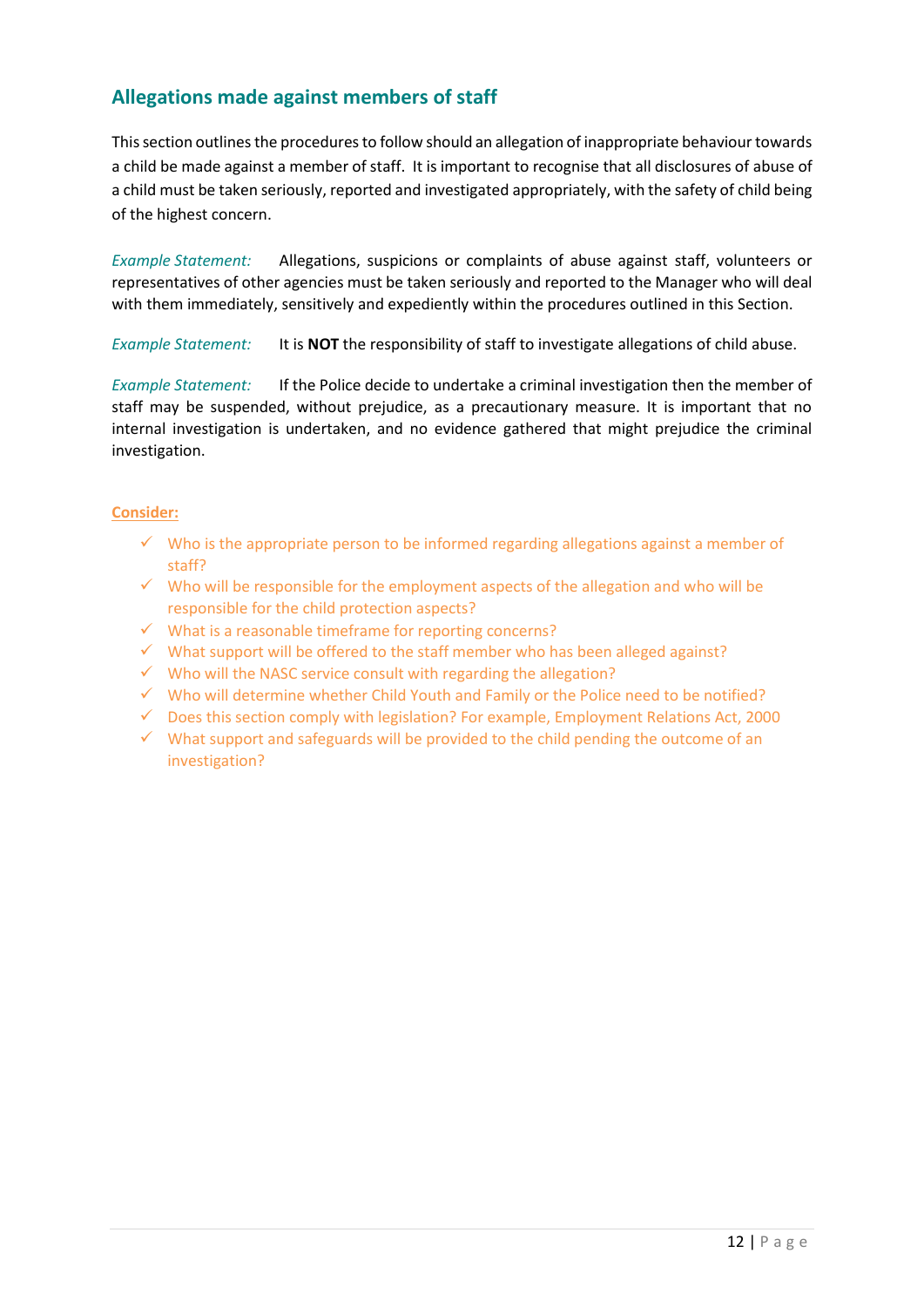## Allegations made against members of staff

This section outlines the procedures to follow should an allegation of inappropriate behaviour towards a child be made against a member of staff. It is important to recognise that all disclosures of abuse of a child must be taken seriously, reported and investigated appropriately, with the safety of child being of the highest concern.

*Example Statement:* Allegations, suspicions or complaints of abuse against staff, volunteers or representatives of other agencies must be taken seriously and reported to the Manager who will deal with them immediately, sensitively and expediently within the procedures outlined in this Section.

*Example Statement:* It is **NOT** the responsibility of staff to investigate allegations of child abuse.

*Example Statement:* If the Police decide to undertake a criminal investigation then the member of staff may be suspended, without prejudice, as a precautionary measure. It is important that no internal investigation is undertaken, and no evidence gathered that might prejudice the criminal investigation.

**Consider:**

- ✓ Who is the appropriate person to be informed regarding allegations against a member of staff?
- ✓ Who will be responsible for the employment aspects of the allegation and who will be responsible for the child protection aspects?
- ✓ What is a reasonable timeframe for reporting concerns?
- ✓ What support will be offered to the staff member who has been alleged against?
- ✓ Who will the NASC service consult with regarding the allegation?
- ✓ Who will determine whether Child Youth and Family or the Police need to be notified?
- ✓ Does this section comply with legislation? For example, Employment Relations Act, 2000
- ✓ What support and safeguards will be provided to the child pending the outcome of an investigation?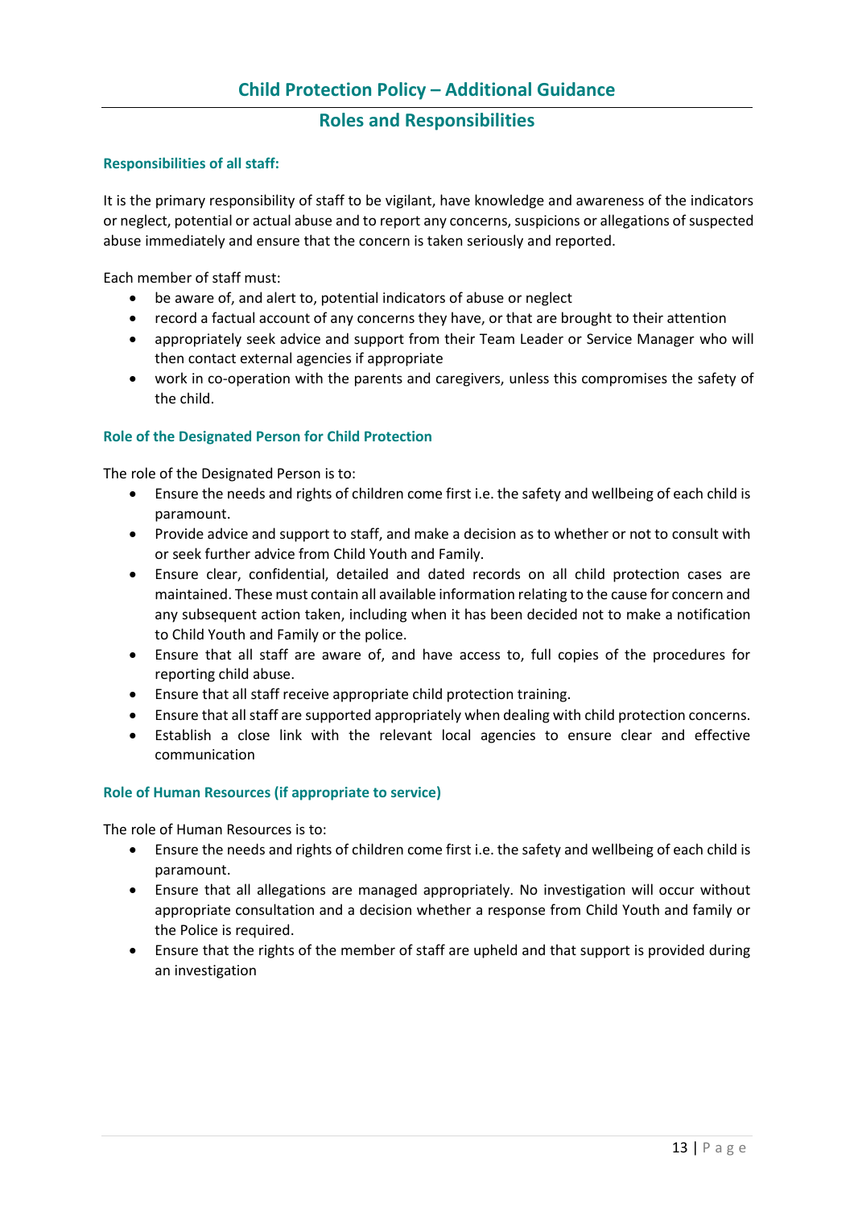# Child Protection Policy – Additional Guidance

## Roles and Responsibilities

### Responsibilities of all staff:

It is the primary responsibility of staff to be vigilant, have knowledge and awareness of the indicators or neglect, potential or actual abuse and to report any concerns, suspicions or allegations of suspected abuse immediately and ensure that the concern is taken seriously and reported.

Each member of staff must:

- be aware of, and alert to, potential indicators of abuse or neglect
- record a factual account of any concerns they have, or that are brought to their attention
- appropriately seek advice and support from their Team Leader or Service Manager who will then contact external agencies if appropriate
- work in co-operation with the parents and caregivers, unless this compromises the safety of the child.

### Role of the Designated Person for Child Protection

The role of the Designated Person is to:

- Ensure the needs and rights of children come first i.e. the safety and wellbeing of each child is paramount.
- Provide advice and support to staff, and make a decision as to whether or not to consult with or seek further advice from Child Youth and Family.
- Ensure clear, confidential, detailed and dated records on all child protection cases are maintained. These must contain all available information relating to the cause for concern and any subsequent action taken, including when it has been decided not to make a notification to Child Youth and Family or the police.
- Ensure that all staff are aware of, and have access to, full copies of the procedures for reporting child abuse.
- Ensure that all staff receive appropriate child protection training.
- Ensure that all staff are supported appropriately when dealing with child protection concerns.
- Establish a close link with the relevant local agencies to ensure clear and effective communication

### Role of Human Resources (if appropriate to service)

The role of Human Resources is to:

- Ensure the needs and rights of children come first i.e. the safety and wellbeing of each child is paramount.
- Ensure that all allegations are managed appropriately. No investigation will occur without appropriate consultation and a decision whether a response from Child Youth and family or the Police is required.
- Ensure that the rights of the member of staff are upheld and that support is provided during an investigation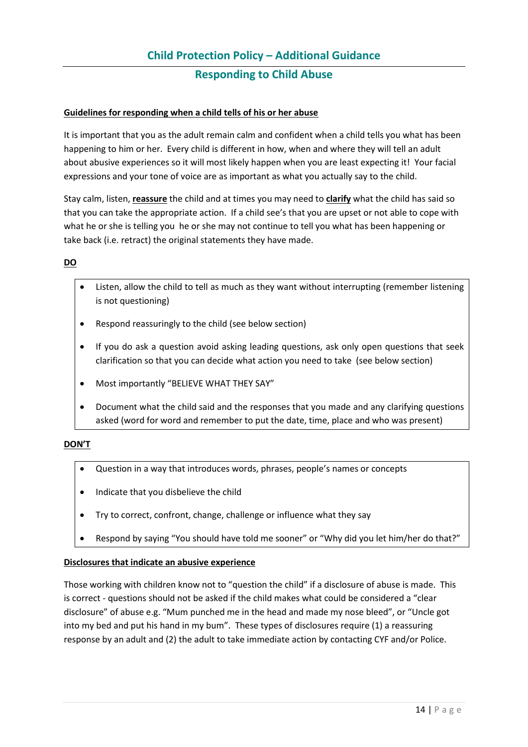## Child Protection Policy – Additional Guidance

### Responding to Child Abuse

**Guidelines for responding when a child tells of his or her abuse**

It is important that you as the adult remain calm and confident when a child tells you what has been happening to him or her. Every child is different in how, when and where they will tell an adult about abusive experiences so it will most likely happen when you are least expecting it! Your facial expressions and your tone of voice are as important as what you actually say to the child.

Stay calm, listen, **reassure** the child and at times you may need to **clarify** what the child has said so that you can take the appropriate action. If a child see's that you are upset or not able to cope with what he or she is telling you he or she may not continue to tell you what has been happening or take back (i.e. retract) the original statements they have made.

**DO**

- Listen, allow the child to tell as much as they want without interrupting (remember listening is not questioning)
- Respond reassuringly to the child (see below section)
- If you do ask a question avoid asking leading questions, ask only open questions that seek clarification so that you can decide what action you need to take (see below section)
- Most importantly "BELIEVE WHAT THEY SAY"
- Document what the child said and the responses that you made and any clarifying questions asked (word for word and remember to put the date, time, place and who was present)

**DON'T**

- Question in a way that introduces words, phrases, people's names or concepts
- Indicate that you disbelieve the child
- Try to correct, confront, change, challenge or influence what they say
- Respond by saying "You should have told me sooner" or "Why did you let him/her do that?"

**Disclosures that indicate an abusive experience**

Those working with children know not to "question the child" if a disclosure of abuse is made. This is correct - questions should not be asked if the child makes what could be considered a "clear disclosure" of abuse e.g. "Mum punched me in the head and made my nose bleed", or "Uncle got into my bed and put his hand in my bum". These types of disclosures require (1) a reassuring response by an adult and (2) the adult to take immediate action by contacting CYF and/or Police.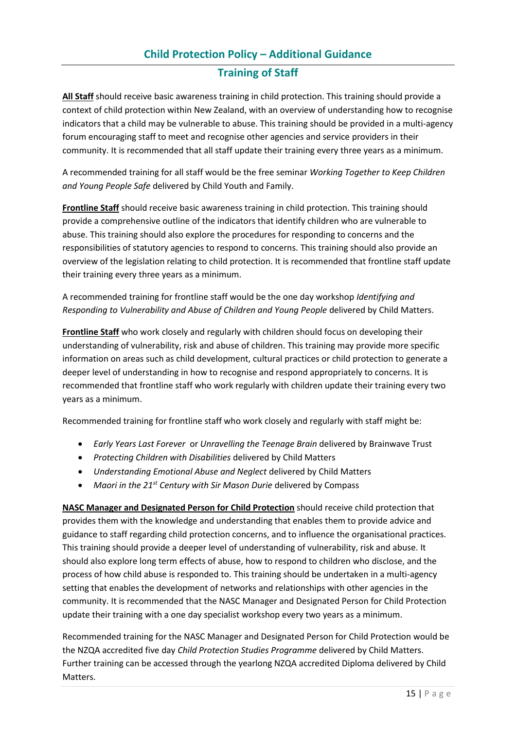## Child Protection Policy – Additional Guidance

### Training of Staff

**All Staff** should receive basic awareness training in child protection. This training should provide a context of child protection within New Zealand, with an overview of understanding how to recognise indicators that a child may be vulnerable to abuse. This training should be provided in a multi-agency forum encouraging staff to meet and recognise other agencies and service providers in their community. It is recommended that all staff update their training every three years as a minimum.

A recommended training for all staff would be the free seminar *Working Together to Keep Children and Young People Safe* delivered by Child Youth and Family.

**Frontline Staff** should receive basic awareness training in child protection. This training should provide a comprehensive outline of the indicators that identify children who are vulnerable to abuse. This training should also explore the procedures for responding to concerns and the responsibilities of statutory agencies to respond to concerns. This training should also provide an overview of the legislation relating to child protection. It is recommended that frontline staff update their training every three years as a minimum.

A recommended training for frontline staff would be the one day workshop *Identifying and Responding to Vulnerability and Abuse of Children and Young People* delivered by Child Matters.

**Frontline Staff** who work closely and regularly with children should focus on developing their understanding of vulnerability, risk and abuse of children. This training may provide more specific information on areas such as child development, cultural practices or child protection to generate a deeper level of understanding in how to recognise and respond appropriately to concerns. It is recommended that frontline staff who work regularly with children update their training every two years as a minimum.

Recommended training for frontline staff who work closely and regularly with staff might be:

- *Early Years Last Forever* or *Unravelling the Teenage Brain* delivered by Brainwave Trust
- *Protecting Children with Disabilities* delivered by Child Matters
- *Understanding Emotional Abuse and Neglect* delivered by Child Matters
- *Maori in the 21st Century with Sir Mason Durie* delivered by Compass

**NASC Manager and Designated Person for Child Protection** should receive child protection that provides them with the knowledge and understanding that enables them to provide advice and guidance to staff regarding child protection concerns, and to influence the organisational practices. This training should provide a deeper level of understanding of vulnerability, risk and abuse. It should also explore long term effects of abuse, how to respond to children who disclose, and the process of how child abuse is responded to. This training should be undertaken in a multi-agency setting that enables the development of networks and relationships with other agencies in the community. It is recommended that the NASC Manager and Designated Person for Child Protection update their training with a one day specialist workshop every two years as a minimum.

Recommended training for the NASC Manager and Designated Person for Child Protection would be the NZQA accredited five day *Child Protection Studies Programme* delivered by Child Matters. Further training can be accessed through the yearlong NZQA accredited Diploma delivered by Child Matters.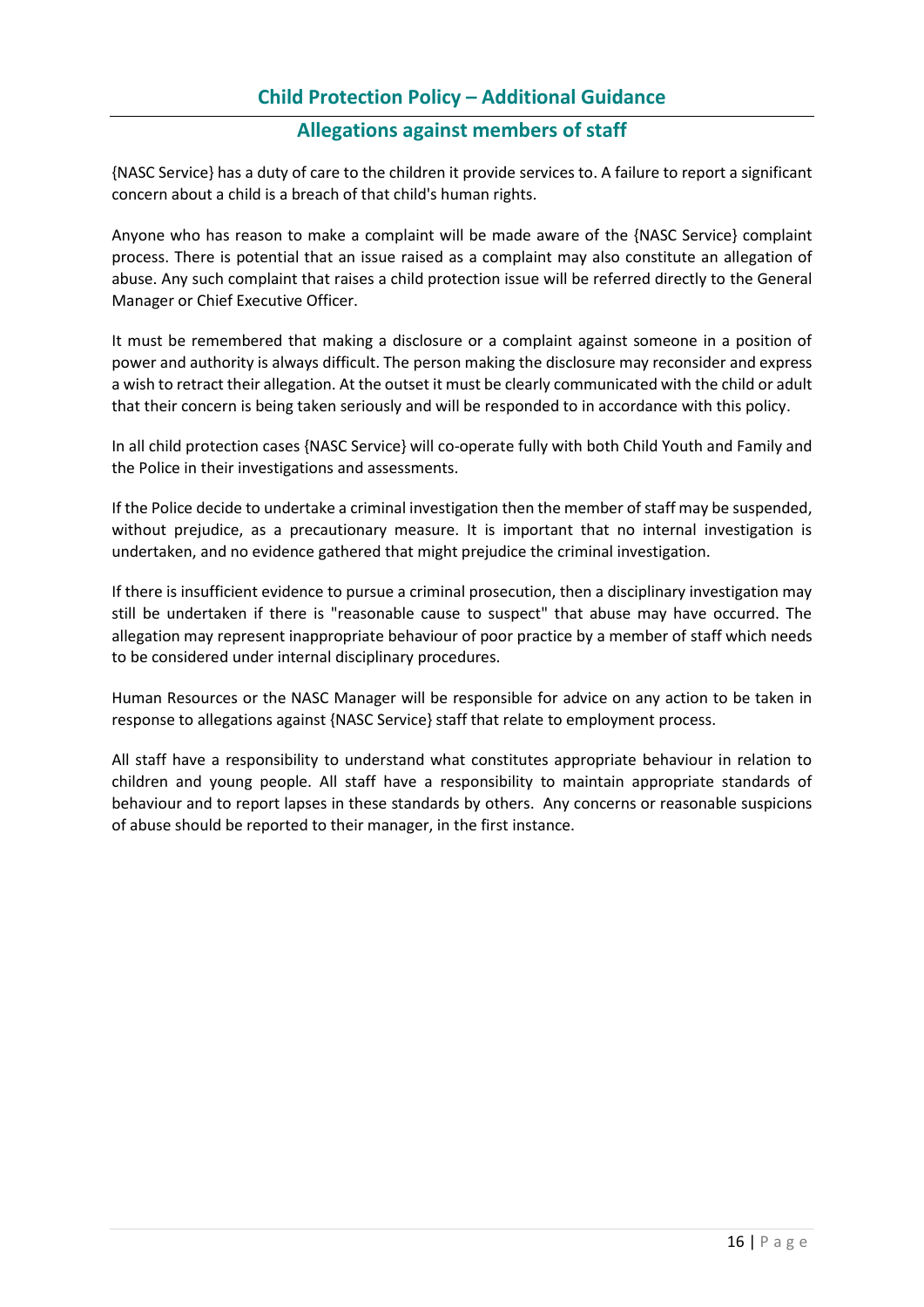## Child Protection Policy – Additional Guidance

### Allegations against members of staff

{NASC Service} has a duty of care to the children it provide services to. A failure to report a significant concern about a child is a breach of that child's human rights.

Anyone who has reason to make a complaint will be made aware of the {NASC Service} complaint process. There is potential that an issue raised as a complaint may also constitute an allegation of abuse. Any such complaint that raises a child protection issue will be referred directly to the General Manager or Chief Executive Officer.

It must be remembered that making a disclosure or a complaint against someone in a position of power and authority is always difficult. The person making the disclosure may reconsider and express a wish to retract their allegation. At the outset it must be clearly communicated with the child or adult that their concern is being taken seriously and will be responded to in accordance with this policy.

In all child protection cases {NASC Service} will co-operate fully with both Child Youth and Family and the Police in their investigations and assessments.

If the Police decide to undertake a criminal investigation then the member of staff may be suspended, without prejudice, as a precautionary measure. It is important that no internal investigation is undertaken, and no evidence gathered that might prejudice the criminal investigation.

If there is insufficient evidence to pursue a criminal prosecution, then a disciplinary investigation may still be undertaken if there is "reasonable cause to suspect" that abuse may have occurred. The allegation may represent inappropriate behaviour of poor practice by a member of staff which needs to be considered under internal disciplinary procedures.

Human Resources or the NASC Manager will be responsible for advice on any action to be taken in response to allegations against {NASC Service} staff that relate to employment process.

All staff have a responsibility to understand what constitutes appropriate behaviour in relation to children and young people. All staff have a responsibility to maintain appropriate standards of behaviour and to report lapses in these standards by others. Any concerns or reasonable suspicions of abuse should be reported to their manager, in the first instance.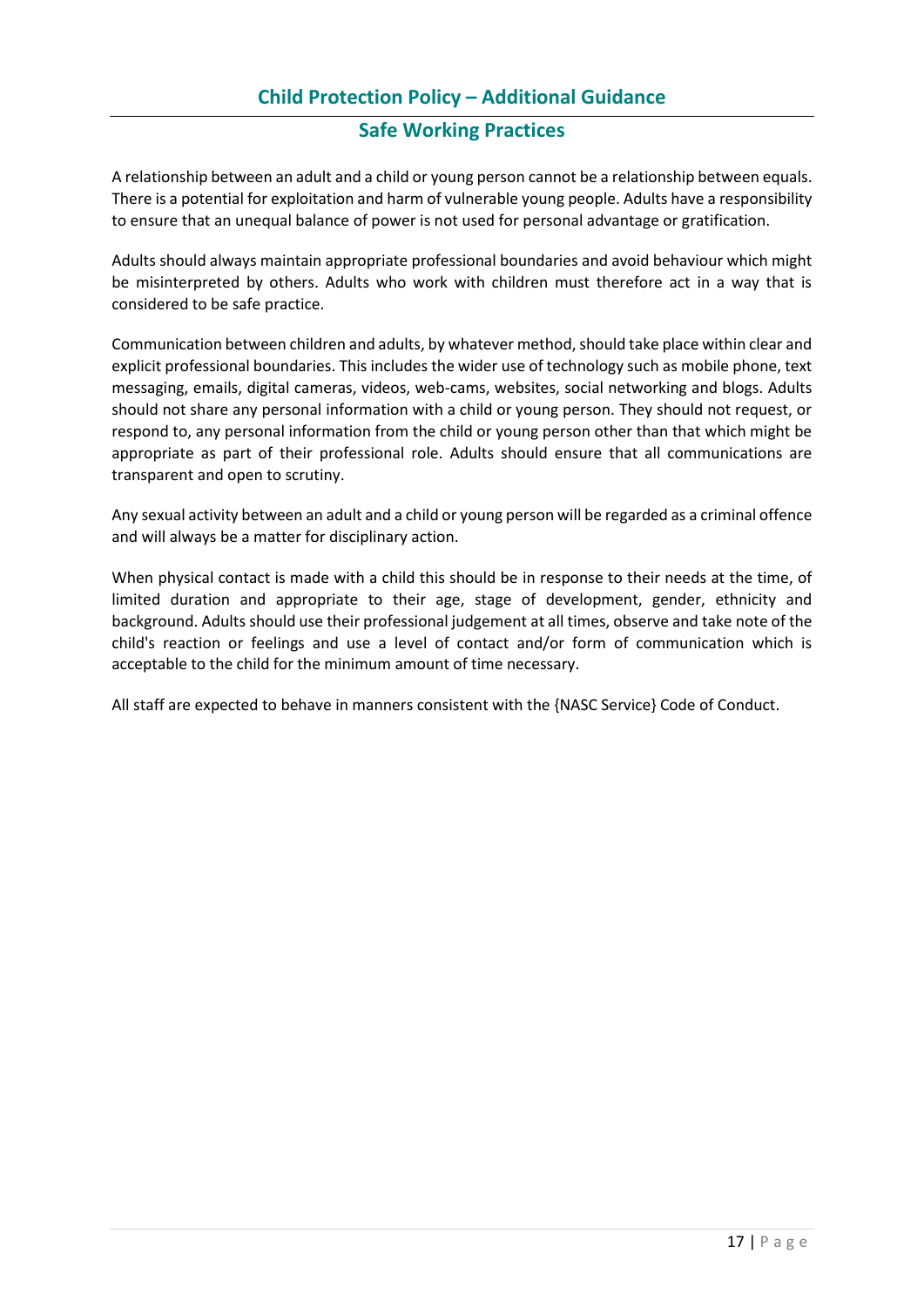## Child Protection Policy – Additional Guidance

### Safe Working Practices

A relationship between an adult and a child or young person cannot be a relationship between equals. There is a potential for exploitation and harm of vulnerable young people. Adults have a responsibility to ensure that an unequal balance of power is not used for personal advantage or gratification.

Adults should always maintain appropriate professional boundaries and avoid behaviour which might be misinterpreted by others. Adults who work with children must therefore act in a way that is considered to be safe practice.

Communication between children and adults, by whatever method, should take place within clear and explicit professional boundaries. This includes the wider use of technology such as mobile phone, text messaging, emails, digital cameras, videos, web-cams, websites, social networking and blogs. Adults should not share any personal information with a child or young person. They should not request, or respond to, any personal information from the child or young person other than that which might be appropriate as part of their professional role. Adults should ensure that all communications are transparent and open to scrutiny.

Any sexual activity between an adult and a child or young person will be regarded as a criminal offence and will always be a matter for disciplinary action.

When physical contact is made with a child this should be in response to their needs at the time, of limited duration and appropriate to their age, stage of development, gender, ethnicity and background. Adults should use their professional judgement at all times, observe and take note of the child's reaction or feelings and use a level of contact and/or form of communication which is acceptable to the child for the minimum amount of time necessary.

All staff are expected to behave in manners consistent with the {NASC Service} Code of Conduct.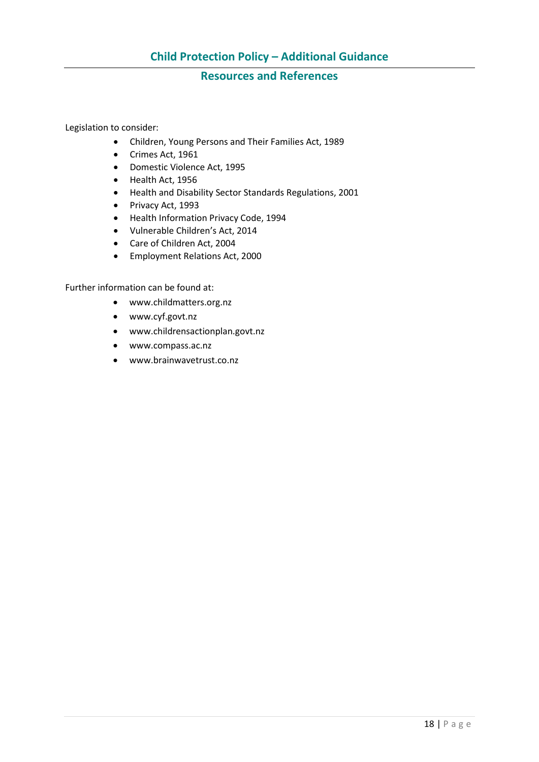# Child Protection Policy – Additional Guidance

## Resources and References

Legislation to consider:

- Children, Young Persons and Their Families Act, 1989
- Crimes Act, 1961
- Domestic Violence Act, 1995
- Health Act, 1956
- Health and Disability Sector Standards Regulations, 2001
- Privacy Act, 1993
- Health Information Privacy Code, 1994
- Vulnerable Children's Act, 2014
- Care of Children Act, 2004
- Employment Relations Act, 2000

Further information can be found at:

- www.childmatters.org.nz
- www.cyf.govt.nz
- www.childrensactionplan.govt.nz
- www.compass.ac.nz
- www.brainwavetrust.co.nz